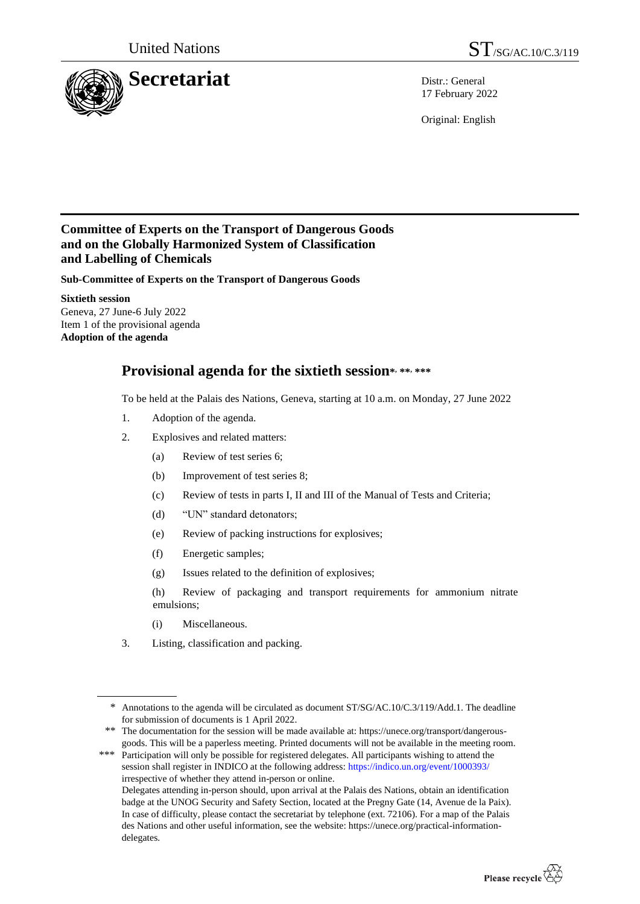United Nations ST/SG/AC.10/C.3/119

# Secretariat

Distr.: General
17 February 2022

Original: English

**Committee of Experts on the Transport of Dangerous Goods and on the Globally Harmonized System of Classification and Labelling of Chemicals**

**Sub-Committee of Experts on the Transport of Dangerous Goods**

**Sixtieth session**
Geneva, 27 June-6 July 2022
Item 1 of the provisional agenda
**Adoption of the agenda**

## Provisional agenda for the sixtieth session*, **, ***

To be held at the Palais des Nations, Geneva, starting at 10 a.m. on Monday, 27 June 2022

1. Adoption of the agenda.
2. Explosives and related matters:
   - (a) Review of test series 6;
   - (b) Improvement of test series 8;
   - (c) Review of tests in parts I, II and III of the Manual of Tests and Criteria;
   - (d) "UN" standard detonators;
   - (e) Review of packing instructions for explosives;
   - (f) Energetic samples;
   - (g) Issues related to the definition of explosives;
   - (h) Review of packaging and transport requirements for ammonium nitrate emulsions;
   - (i) Miscellaneous.
3. Listing, classification and packing.

---

\* Annotations to the agenda will be circulated as document ST/SG/AC.10/C.3/119/Add.1. The deadline for submission of documents is 1 April 2022.

\*\* The documentation for the session will be made available at: https://unece.org/transport/dangerous-goods. This will be a paperless meeting. Printed documents will not be available in the meeting room.

\*\*\* Participation will only be possible for registered delegates. All participants wishing to attend the session shall register in INDICO at the following address: https://indico.un.org/event/1000393/ irrespective of whether they attend in-person or online.
Delegates attending in-person should, upon arrival at the Palais des Nations, obtain an identification badge at the UNOG Security and Safety Section, located at the Pregny Gate (14, Avenue de la Paix). In case of difficulty, please contact the secretariat by telephone (ext. 72106). For a map of the Palais des Nations and other useful information, see the website: https://unece.org/practical-information-delegates.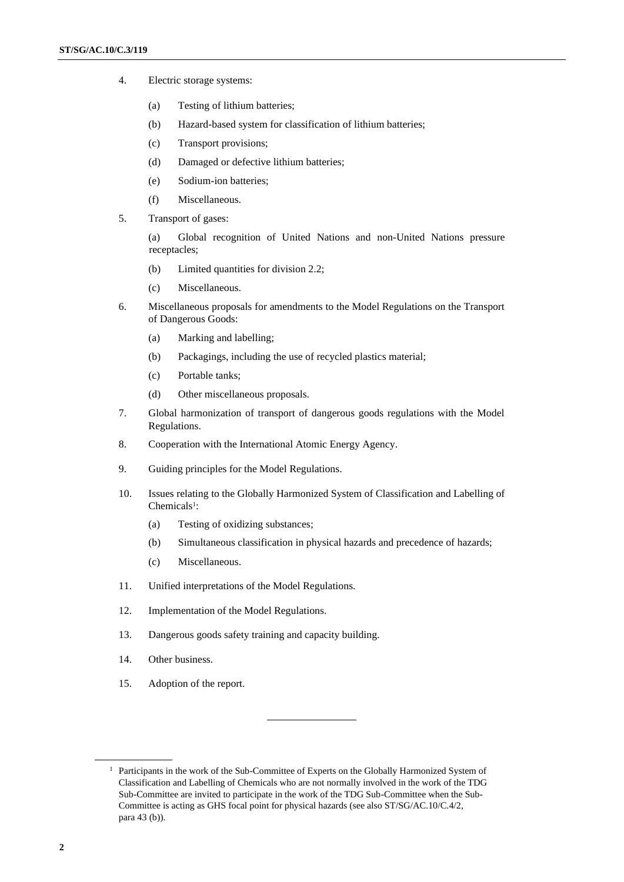4. Electric storage systems:

    (a) Testing of lithium batteries;

    (b) Hazard-based system for classification of lithium batteries;

    (c) Transport provisions;

    (d) Damaged or defective lithium batteries;

    (e) Sodium-ion batteries;

    (f) Miscellaneous.

5. Transport of gases:

    (a) Global recognition of United Nations and non-United Nations pressure receptacles;

    (b) Limited quantities for division 2.2;

    (c) Miscellaneous.

6. Miscellaneous proposals for amendments to the Model Regulations on the Transport of Dangerous Goods:

    (a) Marking and labelling;

    (b) Packagings, including the use of recycled plastics material;

    (c) Portable tanks;

    (d) Other miscellaneous proposals.

7. Global harmonization of transport of dangerous goods regulations with the Model Regulations.

8. Cooperation with the International Atomic Energy Agency.

9. Guiding principles for the Model Regulations.

10. Issues relating to the Globally Harmonized System of Classification and Labelling of Chemicals[1]:

    (a) Testing of oxidizing substances;

    (b) Simultaneous classification in physical hazards and precedence of hazards;

    (c) Miscellaneous.

11. Unified interpretations of the Model Regulations.

12. Implementation of the Model Regulations.

13. Dangerous goods safety training and capacity building.

14. Other business.

15. Adoption of the report.

---

[1] Participants in the work of the Sub-Committee of Experts on the Globally Harmonized System of Classification and Labelling of Chemicals who are not normally involved in the work of the TDG Sub-Committee are invited to participate in the work of the TDG Sub-Committee when the Sub-Committee is acting as GHS focal point for physical hazards (see also ST/SG/AC.10/C.4/2, para 43 (b)).